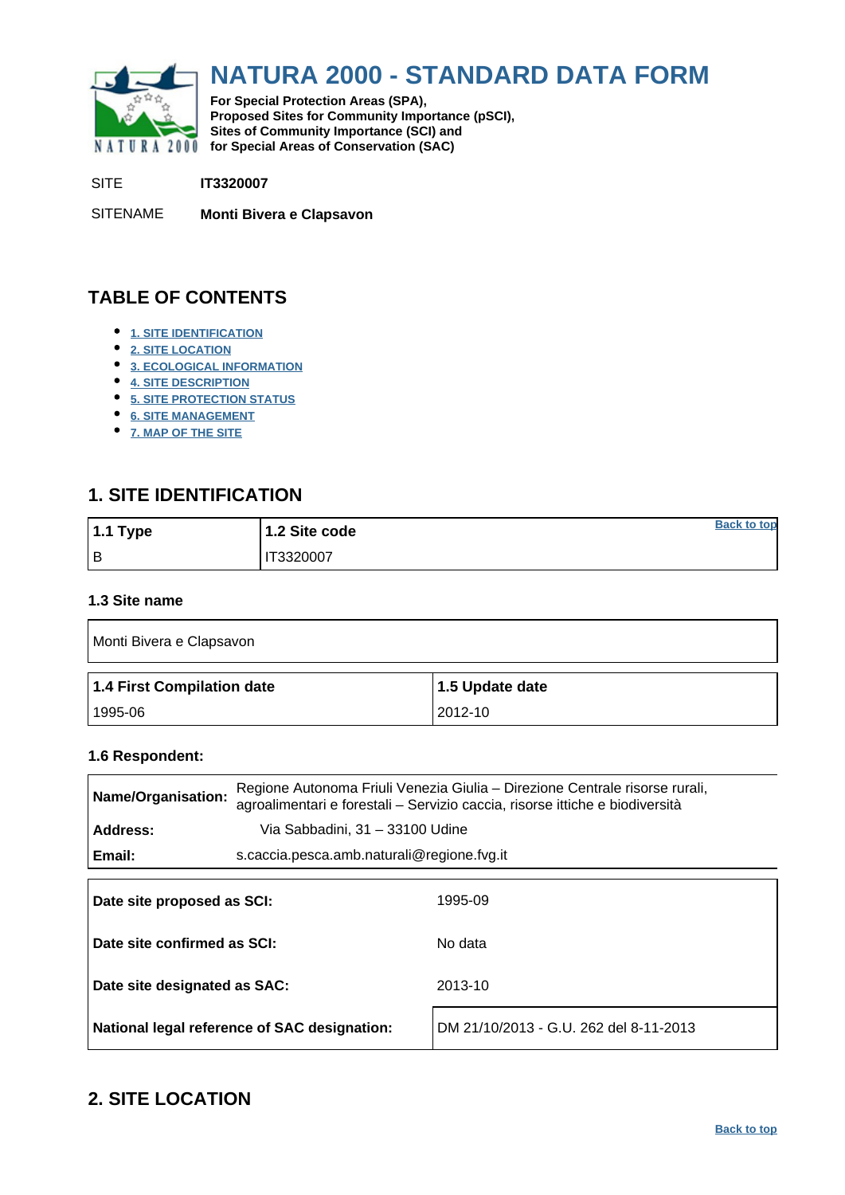# NATURA 2000 - STANDARD DATA FORM

**For Special Protection Areas (SPA), Proposed Sites for Community Importance (pSCI), Sites of Community Importance (SCI) and for Special Areas of Conservation (SAC)**

SITE **IT3320007**

SITENAME **Monti Bivera e Clapsavon**

## TABLE OF CONTENTS

- 1. SITE IDENTIFICATION
- 2. SITE LOCATION
- 3. ECOLOGICAL INFORMATION
- 4. SITE DESCRIPTION
- 5. SITE PROTECTION STATUS
- 6. SITE MANAGEMENT
- 7. MAP OF THE SITE

## 1. SITE IDENTIFICATION

| 1.1 Type | 1.2 Site code |
|---|---|
| B | IT3320007 |

### 1.3 Site name

Monti Bivera e Clapsavon

| 1.4 First Compilation date | 1.5 Update date |
|---|---|
| 1995-06 | 2012-10 |

### 1.6 Respondent:

| | |
|---|---|
| **Name/Organisation:** | Regione Autonoma Friuli Venezia Giulia – Direzione Centrale risorse rurali, agroalimentari e forestali – Servizio caccia, risorse ittiche e biodiversità |
| **Address:** | Via Sabbadini, 31 – 33100 Udine |
| **Email:** | s.caccia.pesca.amb.naturali@regione.fvg.it |

| | |
|---|---|
| **Date site proposed as SCI:** | 1995-09 |
| **Date site confirmed as SCI:** | No data |
| **Date site designated as SAC:** | 2013-10 |
| **National legal reference of SAC designation:** | DM 21/10/2013 - G.U. 262 del 8-11-2013 |

## 2. SITE LOCATION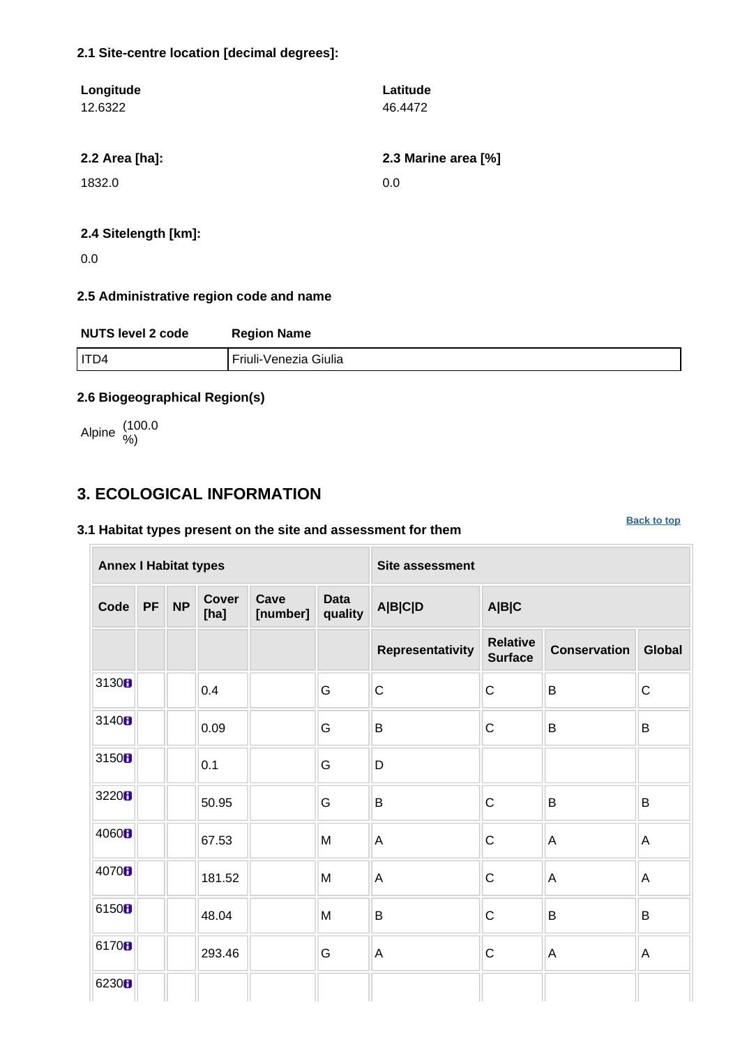### 2.1 Site-centre location [decimal degrees]:

| Longitude | Latitude |
|---|---|
| 12.6322 | 46.4472 |

| 2.2 Area [ha]: | 2.3 Marine area [%] |
|---|---|
| 1832.0 | 0.0 |

**2.4 Sitelength [km]:**

0.0

### 2.5 Administrative region code and name

| NUTS level 2 code | Region Name |
|---|---|
| ITD4 | Friuli-Venezia Giulia |

### 2.6 Biogeographical Region(s)

Alpine (100.0 %)

## 3. ECOLOGICAL INFORMATION

Back to top

### 3.1 Habitat types present on the site and assessment for them

| Annex I Habitat types | | | | | | Site assessment | | | |
|---|---|---|---|---|---|---|---|---|---|
| Code | PF | NP | Cover [ha] | Cave [number] | Data quality | A\|B\|C\|D | A\|B\|C | | |
| | | | | | | Representativity | Relative Surface | Conservation | Global |
| 3130 | | | 0.4 | | G | C | C | B | C |
| 3140 | | | 0.09 | | G | B | C | B | B |
| 3150 | | | 0.1 | | G | D | | | |
| 3220 | | | 50.95 | | G | B | C | B | B |
| 4060 | | | 67.53 | | M | A | C | A | A |
| 4070 | | | 181.52 | | M | A | C | A | A |
| 6150 | | | 48.04 | | M | B | C | B | B |
| 6170 | | | 293.46 | | G | A | C | A | A |
| 6230 | | | | | | | | | |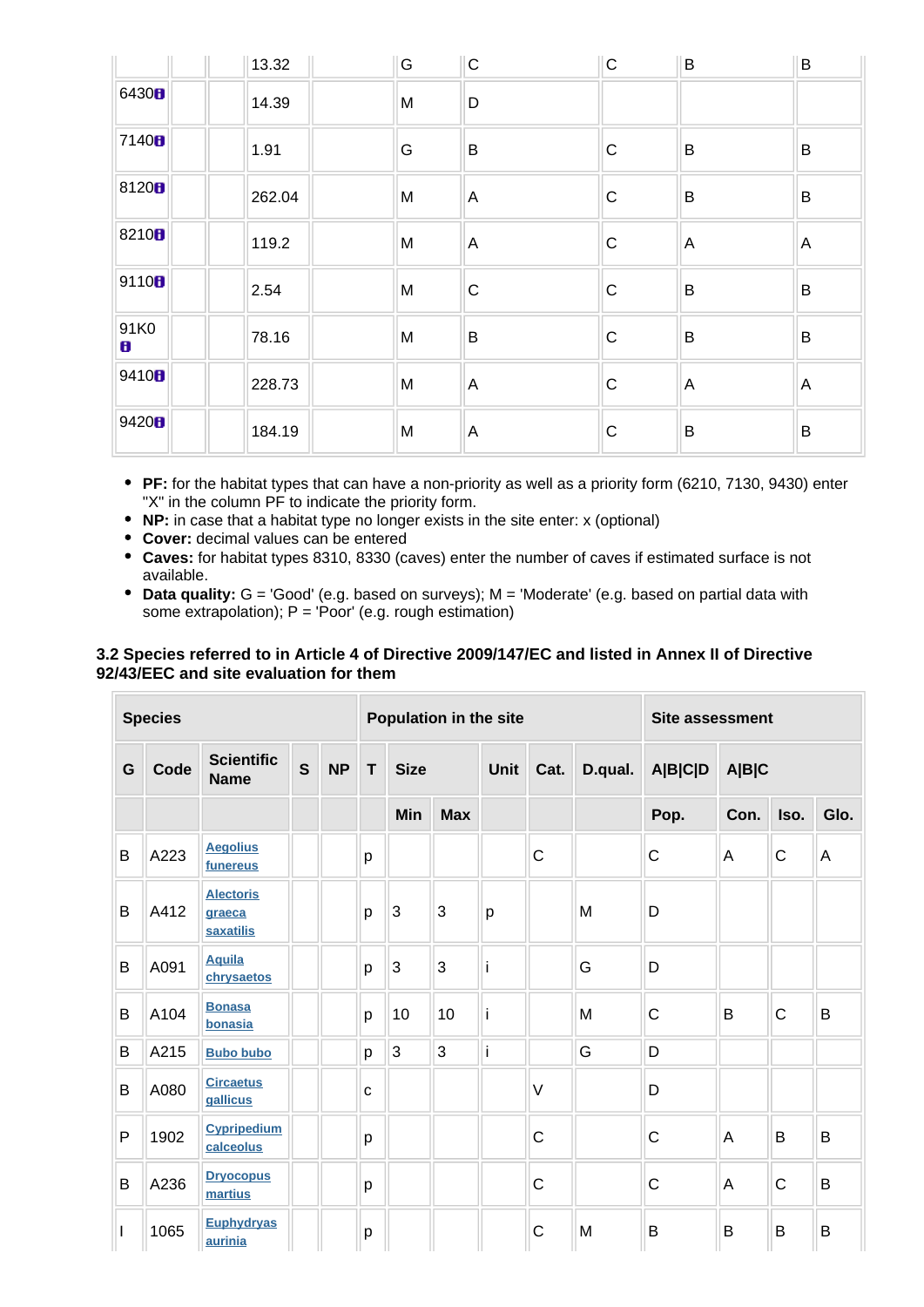| | | | | | | | | | |
|---|---|---|---|---|---|---|---|---|---|
| | | | 13.32 | | G | C | C | B | B |
| 6430 | | | 14.39 | | M | D | | | |
| 7140 | | | 1.91 | | G | B | C | B | B |
| 8120 | | | 262.04 | | M | A | C | B | B |
| 8210 | | | 119.2 | | M | A | C | A | A |
| 9110 | | | 2.54 | | M | C | C | B | B |
| 91K0 | | | 78.16 | | M | B | C | B | B |
| 9410 | | | 228.73 | | M | A | C | A | A |
| 9420 | | | 184.19 | | M | A | C | B | B |

- **PF:** for the habitat types that can have a non-priority as well as a priority form (6210, 7130, 9430) enter "X" in the column PF to indicate the priority form.
- **NP:** in case that a habitat type no longer exists in the site enter: x (optional)
- **Cover:** decimal values can be entered
- **Caves:** for habitat types 8310, 8330 (caves) enter the number of caves if estimated surface is not available.
- **Data quality:** G = 'Good' (e.g. based on surveys); M = 'Moderate' (e.g. based on partial data with some extrapolation); P = 'Poor' (e.g. rough estimation)

### 3.2 Species referred to in Article 4 of Directive 2009/147/EC and listed in Annex II of Directive 92/43/EEC and site evaluation for them

| Species | | | | | Population in the site | | | | | | | Site assessment | | | |
|---|---|---|---|---|---|---|---|---|---|---|---|---|---|---|
| G | Code | Scientific Name | S | NP | T | Size | | Unit | Cat. | D.qual. | A\|B\|C\|D | A\|B\|C | | |
| | | | | | | Min | Max | | | | Pop. | Con. | Iso. | Glo. |
| B | A223 | Aegolius funereus | | | p | | | | C | | C | A | C | A |
| B | A412 | Alectoris graeca saxatilis | | | p | 3 | 3 | p | | M | D | | | |
| B | A091 | Aquila chrysaetos | | | p | 3 | 3 | i | | G | D | | | |
| B | A104 | Bonasa bonasia | | | p | 10 | 10 | i | | M | C | B | C | B |
| B | A215 | Bubo bubo | | | p | 3 | 3 | i | | G | D | | | |
| B | A080 | Circaetus gallicus | | | c | | | | V | | D | | | |
| P | 1902 | Cypripedium calceolus | | | p | | | | C | | C | A | B | B |
| B | A236 | Dryocopus martius | | | p | | | | C | | C | A | C | B |
| I | 1065 | Euphydryas aurinia | | | p | | | | C | M | B | B | B | B |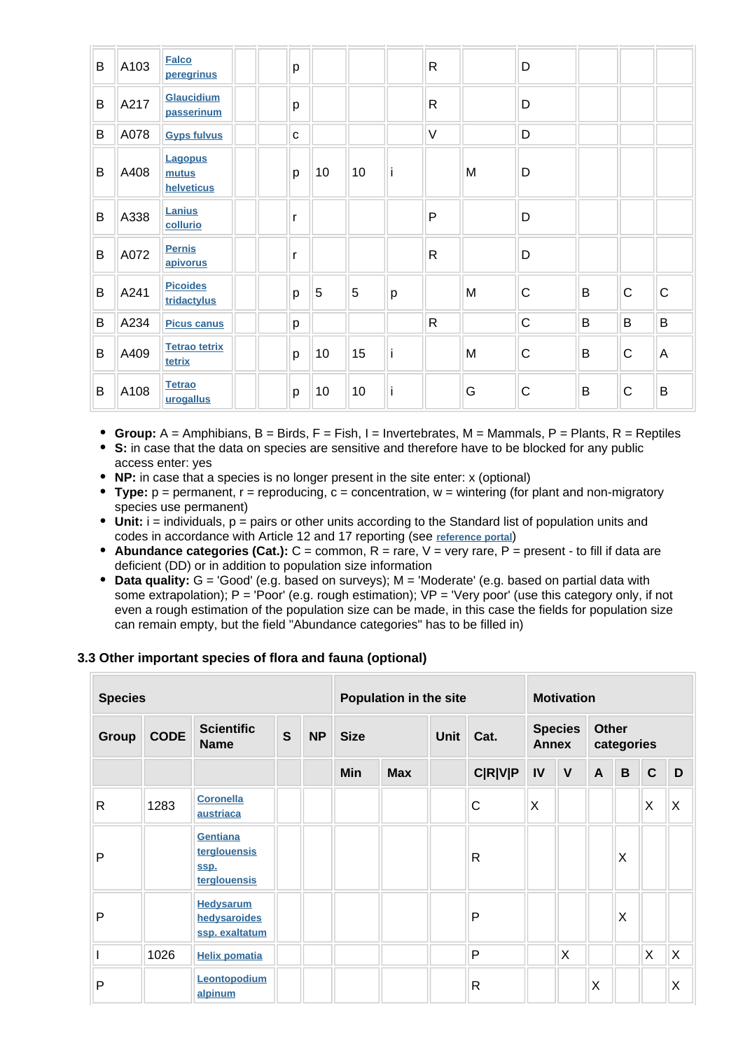| | | | | | | | | | | | | | | |
|---|---|---|---|---|---|---|---|---|---|---|---|---|---|---|
| B | A103 | Falco peregrinus | | | p | | | | R | | D | | | |
| B | A217 | Glaucidium passerinum | | | p | | | | R | | D | | | |
| B | A078 | Gyps fulvus | | | c | | | | V | | D | | | |
| B | A408 | Lagopus mutus helveticus | | | p | 10 | 10 | i | | M | D | | | |
| B | A338 | Lanius collurio | | | r | | | | P | | D | | | |
| B | A072 | Pernis apivorus | | | r | | | | R | | D | | | |
| B | A241 | Picoides tridactylus | | | p | 5 | 5 | p | | M | C | B | C | C |
| B | A234 | Picus canus | | | p | | | | R | | C | B | B | B |
| B | A409 | Tetrao tetrix tetrix | | | p | 10 | 15 | i | | M | C | B | C | A |
| B | A108 | Tetrao urogallus | | | p | 10 | 10 | i | | G | C | B | C | B |

- **Group:** A = Amphibians, B = Birds, F = Fish, I = Invertebrates, M = Mammals, P = Plants, R = Reptiles
- **S:** in case that the data on species are sensitive and therefore have to be blocked for any public access enter: yes
- **NP:** in case that a species is no longer present in the site enter: x (optional)
- **Type:** p = permanent, r = reproducing, c = concentration, w = wintering (for plant and non-migratory species use permanent)
- **Unit:** i = individuals, p = pairs or other units according to the Standard list of population units and codes in accordance with Article 12 and 17 reporting (see reference portal)
- **Abundance categories (Cat.):** C = common, R = rare, V = very rare, P = present - to fill if data are deficient (DD) or in addition to population size information
- **Data quality:** G = 'Good' (e.g. based on surveys); M = 'Moderate' (e.g. based on partial data with some extrapolation); P = 'Poor' (e.g. rough estimation); VP = 'Very poor' (use this category only, if not even a rough estimation of the population size can be made, in this case the fields for population size can remain empty, but the field "Abundance categories" has to be filled in)

### 3.3 Other important species of flora and fauna (optional)

| Species | | | | | Population in the site | | | | Motivation | | | | | |
|---|---|---|---|---|---|---|---|---|---|---|---|---|---|---|
| Group | CODE | Scientific Name | S | NP | Size | | Unit | Cat. | Species Annex | | Other categories | | | |
| | | | | | Min | Max | | C\|R\|V\|P | IV | V | A | B | C | D |
| R | 1283 | Coronella austriaca | | | | | | C | X | | | | X | X |
| P | | Gentiana terglouensis ssp. terglouensis | | | | | | R | | | | X | | |
| P | | Hedysarum hedysaroides ssp. exaltatum | | | | | | P | | | | X | | |
| I | 1026 | Helix pomatia | | | | | | P | | X | | | X | X |
| P | | Leontopodium alpinum | | | | | | R | | | X | | | X |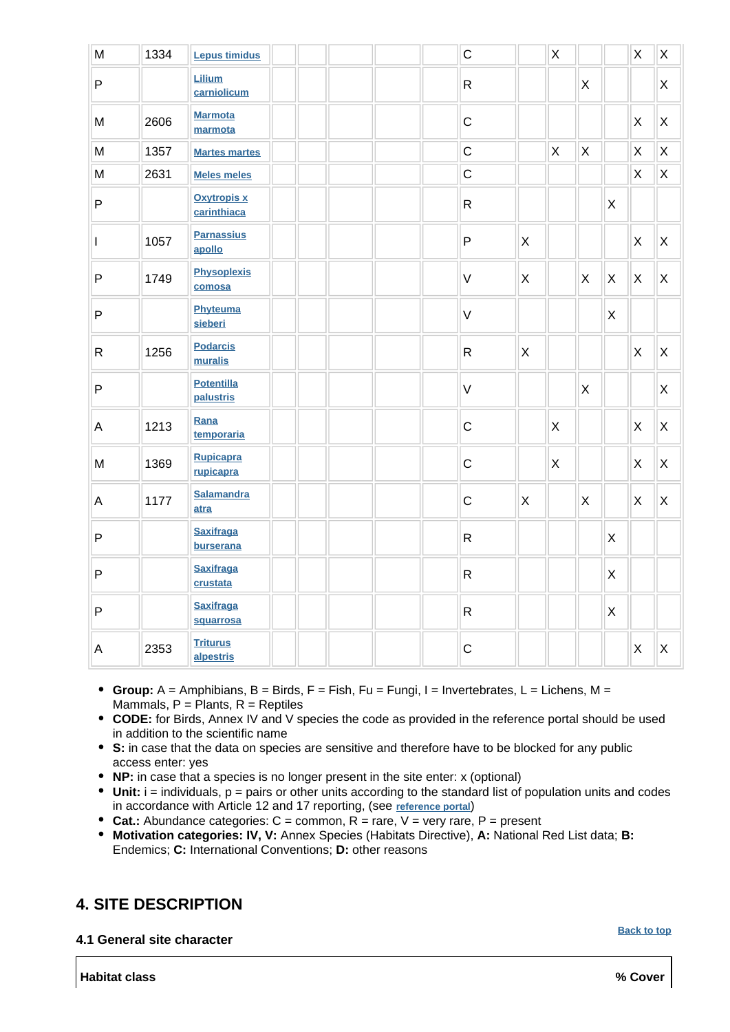| | | | | | | | | | | | | | | |
|---|---|---|---|---|---|---|---|---|---|---|---|---|---|---|
| M | 1334 | Lepus timidus | | | | | | C | | X | | | X | X |
| P | | Lilium carniolicum | | | | | | R | | | X | | | X |
| M | 2606 | Marmota marmota | | | | | | C | | | | | X | X |
| M | 1357 | Martes martes | | | | | | C | | X | X | | X | X |
| M | 2631 | Meles meles | | | | | | C | | | | | X | X |
| P | | Oxytropis x carinthiaca | | | | | | R | | | | X | | |
| I | 1057 | Parnassius apollo | | | | | | P | X | | | | X | X |
| P | 1749 | Physoplexis comosa | | | | | | V | X | | X | X | X | X |
| P | | Phyteuma sieberi | | | | | | V | | | | X | | |
| R | 1256 | Podarcis muralis | | | | | | R | X | | | | X | X |
| P | | Potentilla palustris | | | | | | V | | | X | | | X |
| A | 1213 | Rana temporaria | | | | | | C | | X | | | X | X |
| M | 1369 | Rupicapra rupicapra | | | | | | C | | X | | | X | X |
| A | 1177 | Salamandra atra | | | | | | C | X | | X | | X | X |
| P | | Saxifraga burserana | | | | | | R | | | | X | | |
| P | | Saxifraga crustata | | | | | | R | | | | X | | |
| P | | Saxifraga squarrosa | | | | | | R | | | | X | | |
| A | 2353 | Triturus alpestris | | | | | | C | | | | | X | X |

- **Group:** A = Amphibians, B = Birds, F = Fish, Fu = Fungi, I = Invertebrates, L = Lichens, M = Mammals, P = Plants, R = Reptiles
- **CODE:** for Birds, Annex IV and V species the code as provided in the reference portal should be used in addition to the scientific name
- **S:** in case that the data on species are sensitive and therefore have to be blocked for any public access enter: yes
- **NP:** in case that a species is no longer present in the site enter: x (optional)
- **Unit:** i = individuals, p = pairs or other units according to the standard list of population units and codes in accordance with Article 12 and 17 reporting, (see reference portal)
- **Cat.:** Abundance categories: C = common, R = rare, V = very rare, P = present
- **Motivation categories: IV, V:** Annex Species (Habitats Directive), **A:** National Red List data; **B:** Endemics; **C:** International Conventions; **D:** other reasons

## 4. SITE DESCRIPTION

Back to top

### 4.1 General site character

| Habitat class | % Cover |
|---|---|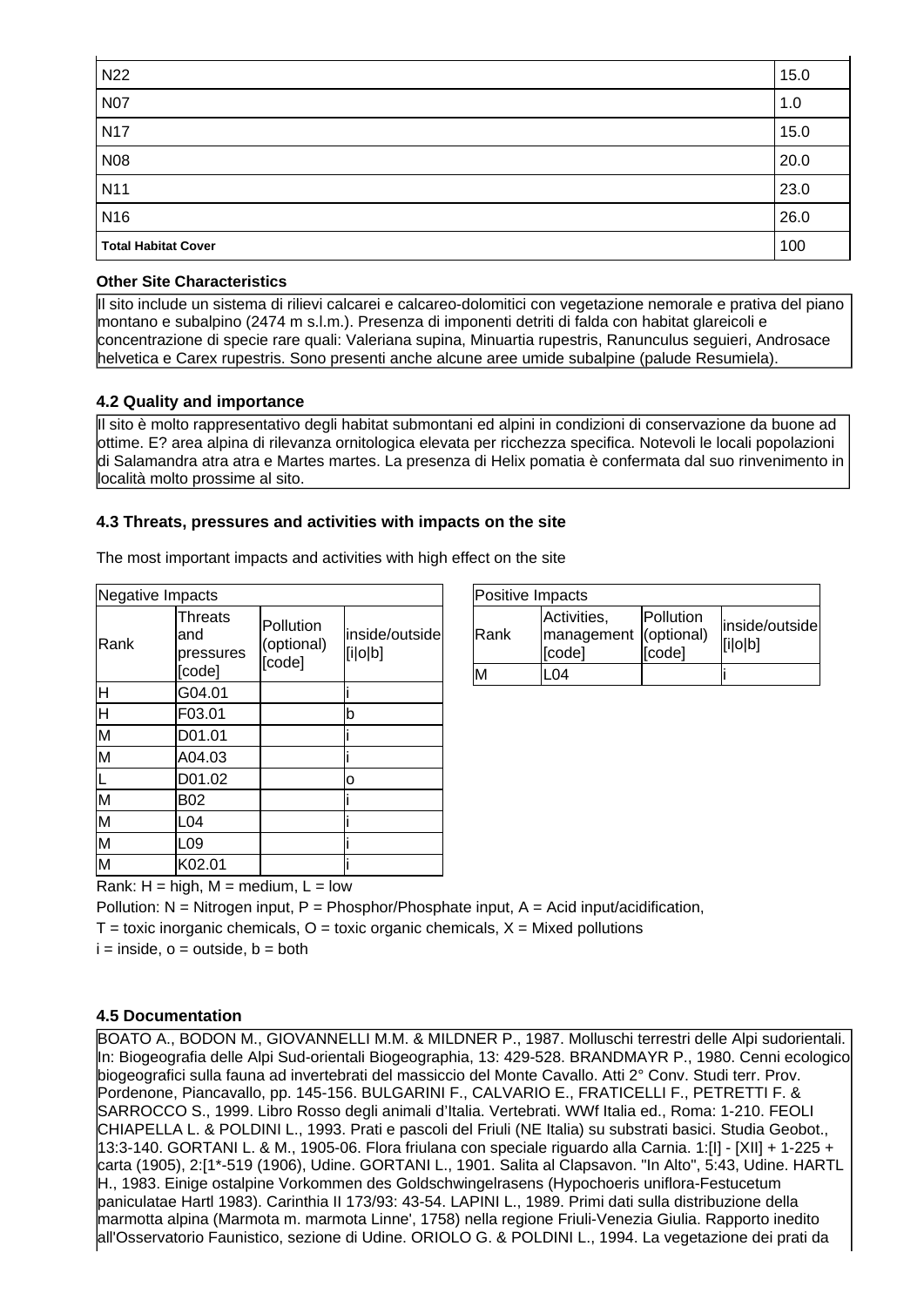| | |
|---|---|
| N22 | 15.0 |
| N07 | 1.0 |
| N17 | 15.0 |
| N08 | 20.0 |
| N11 | 23.0 |
| N16 | 26.0 |
| **Total Habitat Cover** | 100 |

**Other Site Characteristics**

Il sito include un sistema di rilievi calcarei e calcareo-dolomitici con vegetazione nemorale e prativa del piano montano e subalpino (2474 m s.l.m.). Presenza di imponenti detriti di falda con habitat glareicoli e concentrazione di specie rare quali: Valeriana supina, Minuartia rupestris, Ranunculus seguieri, Androsace helvetica e Carex rupestris. Sono presenti anche alcune aree umide subalpine (palude Resumiela).

### 4.2 Quality and importance

Il sito è molto rappresentativo degli habitat submontani ed alpini in condizioni di conservazione da buone ad ottime. E? area alpina di rilevanza ornitologica elevata per ricchezza specifica. Notevoli le locali popolazioni di Salamandra atra atra e Martes martes. La presenza di Helix pomatia è confermata dal suo rinvenimento in località molto prossime al sito.

### 4.3 Threats, pressures and activities with impacts on the site

The most important impacts and activities with high effect on the site

Negative Impacts

| Rank | Threats and pressures [code] | Pollution (optional) [code] | inside/outside [i\|o\|b] |
|---|---|---|---|
| H | G04.01 | | i |
| H | F03.01 | | b |
| M | D01.01 | | i |
| M | A04.03 | | i |
| L | D01.02 | | o |
| M | B02 | | i |
| M | L04 | | i |
| M | L09 | | i |
| M | K02.01 | | i |

Positive Impacts

| Rank | Activities, management [code] | Pollution (optional) [code] | inside/outside [i\|o\|b] |
|---|---|---|---|
| M | L04 | | i |

Rank: H = high, M = medium, L = low

Pollution: N = Nitrogen input, P = Phosphor/Phosphate input, A = Acid input/acidification,

T = toxic inorganic chemicals, O = toxic organic chemicals, X = Mixed pollutions

i = inside, o = outside, b = both

### 4.5 Documentation

BOATO A., BODON M., GIOVANNELLI M.M. & MILDNER P., 1987. Molluschi terrestri delle Alpi sudorientali. In: Biogeografia delle Alpi Sud-orientali Biogeographia, 13: 429-528. BRANDMAYR P., 1980. Cenni ecologico biogeografici sulla fauna ad invertebrati del massiccio del Monte Cavallo. Atti 2° Conv. Studi terr. Prov. Pordenone, Piancavallo, pp. 145-156. BULGARINI F., CALVARIO E., FRATICELLI F., PETRETTI F. & SARROCCO S., 1999. Libro Rosso degli animali d'Italia. Vertebrati. WWf Italia ed., Roma: 1-210. FEOLI CHIAPELLA L. & POLDINI L., 1993. Prati e pascoli del Friuli (NE Italia) su substrati basici. Studia Geobot., 13:3-140. GORTANI L. & M., 1905-06. Flora friulana con speciale riguardo alla Carnia. 1:[I] - [XII] + 1-225 + carta (1905), 2:[1*-519 (1906), Udine. GORTANI L., 1901. Salita al Clapsavon. "In Alto", 5:43, Udine. HARTL H., 1983. Einige ostalpine Vorkommen des Goldschwingelrasens (Hypochoeris uniflora-Festucetum paniculatae Hartl 1983). Carinthia II 173/93: 43-54. LAPINI L., 1989. Primi dati sulla distribuzione della marmotta alpina (Marmota m. marmota Linne', 1758) nella regione Friuli-Venezia Giulia. Rapporto inedito all'Osservatorio Faunistico, sezione di Udine. ORIOLO G. & POLDINI L., 1994. La vegetazione dei prati da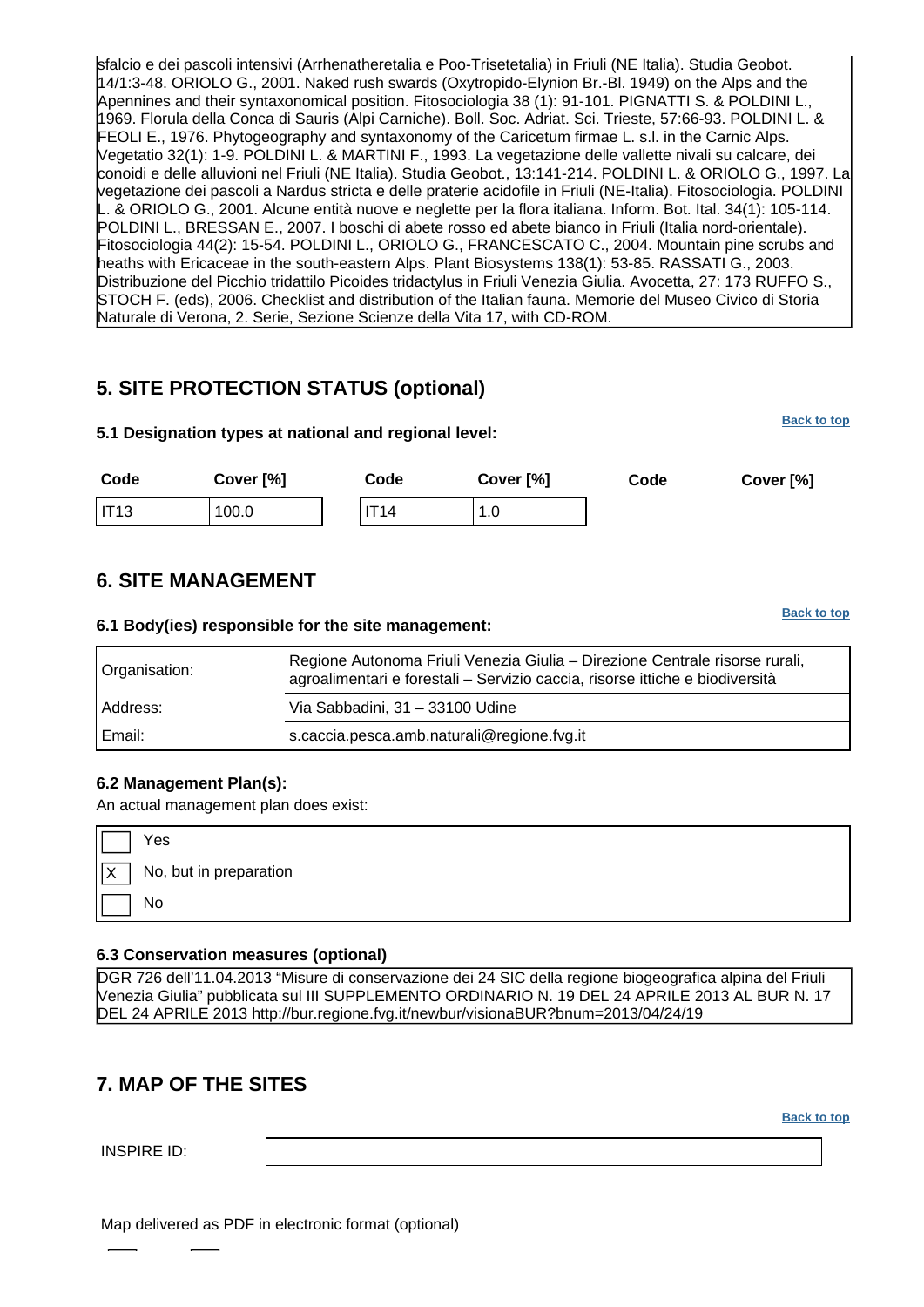sfalcio e dei pascoli intensivi (Arrhenatheretalia e Poo-Trisetetalia) in Friuli (NE Italia). Studia Geobot. 14/1:3-48. ORIOLO G., 2001. Naked rush swards (Oxytropido-Elynion Br.-Bl. 1949) on the Alps and the Apennines and their syntaxonomical position. Fitosociologia 38 (1): 91-101. PIGNATTI S. & POLDINI L., 1969. Florula della Conca di Sauris (Alpi Carniche). Boll. Soc. Adriat. Sci. Trieste, 57:66-93. POLDINI L. & FEOLI E., 1976. Phytogeography and syntaxonomy of the Caricetum firmae L. s.l. in the Carnic Alps. Vegetatio 32(1): 1-9. POLDINI L. & MARTINI F., 1993. La vegetazione delle vallette nivali su calcare, dei conoidi e delle alluvioni nel Friuli (NE Italia). Studia Geobot., 13:141-214. POLDINI L. & ORIOLO G., 1997. La vegetazione dei pascoli a Nardus stricta e delle praterie acidofile in Friuli (NE-Italia). Fitosociologia. POLDINI L. & ORIOLO G., 2001. Alcune entità nuove e neglette per la flora italiana. Inform. Bot. Ital. 34(1): 105-114. POLDINI L., BRESSAN E., 2007. I boschi di abete rosso ed abete bianco in Friuli (Italia nord-orientale). Fitosociologia 44(2): 15-54. POLDINI L., ORIOLO G., FRANCESCATO C., 2004. Mountain pine scrubs and heaths with Ericaceae in the south-eastern Alps. Plant Biosystems 138(1): 53-85. RASSATI G., 2003. Distribuzione del Picchio tridattilo Picoides tridactylus in Friuli Venezia Giulia. Avocetta, 27: 173 RUFFO S., STOCH F. (eds), 2006. Checklist and distribution of the Italian fauna. Memorie del Museo Civico di Storia Naturale di Verona, 2. Serie, Sezione Scienze della Vita 17, with CD-ROM.

## 5. SITE PROTECTION STATUS (optional)

Back to top

### 5.1 Designation types at national and regional level:

| Code | Cover [%] | Code | Cover [%] | Code | Cover [%] |
|---|---|---|---|---|---|
| IT13 | 100.0 | IT14 | 1.0 | | |

## 6. SITE MANAGEMENT

Back to top

### 6.1 Body(ies) responsible for the site management:

| | |
|---|---|
| Organisation: | Regione Autonoma Friuli Venezia Giulia – Direzione Centrale risorse rurali, agroalimentari e forestali – Servizio caccia, risorse ittiche e biodiversità |
| Address: | Via Sabbadini, 31 – 33100 Udine |
| Email: | s.caccia.pesca.amb.naturali@regione.fvg.it |

### 6.2 Management Plan(s):

An actual management plan does exist:

- [ ] Yes
- [X] No, but in preparation
- [ ] No

### 6.3 Conservation measures (optional)

DGR 726 dell'11.04.2013 "Misure di conservazione dei 24 SIC della regione biogeografica alpina del Friuli Venezia Giulia" pubblicata sul III SUPPLEMENTO ORDINARIO N. 19 DEL 24 APRILE 2013 AL BUR N. 17 DEL 24 APRILE 2013 http://bur.regione.fvg.it/newbur/visionaBUR?bnum=2013/04/24/19

## 7. MAP OF THE SITES

Back to top

INSPIRE ID:

Map delivered as PDF in electronic format (optional)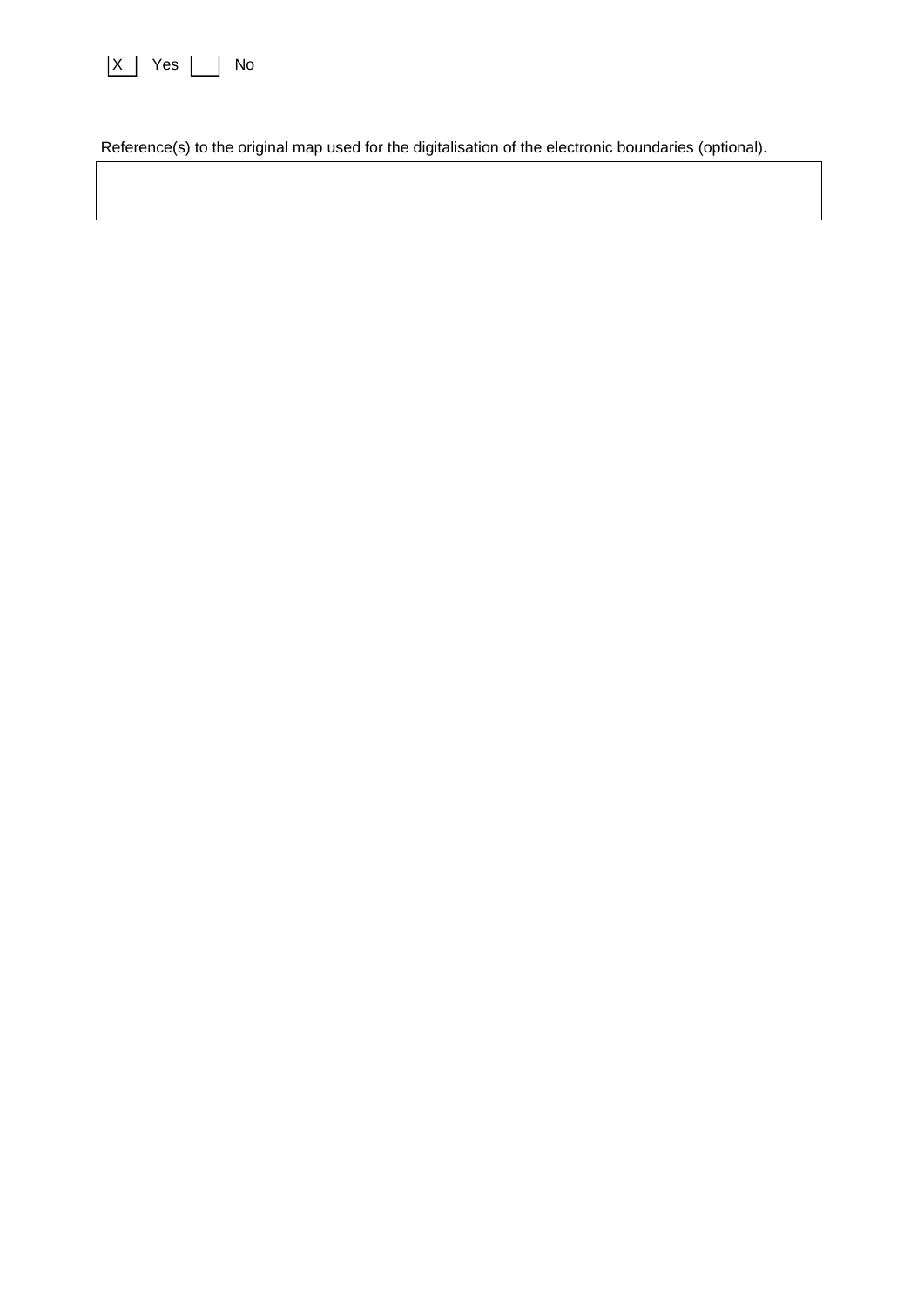[X] Yes [ ] No

Reference(s) to the original map used for the digitalisation of the electronic boundaries (optional).

| |
|---|
| |